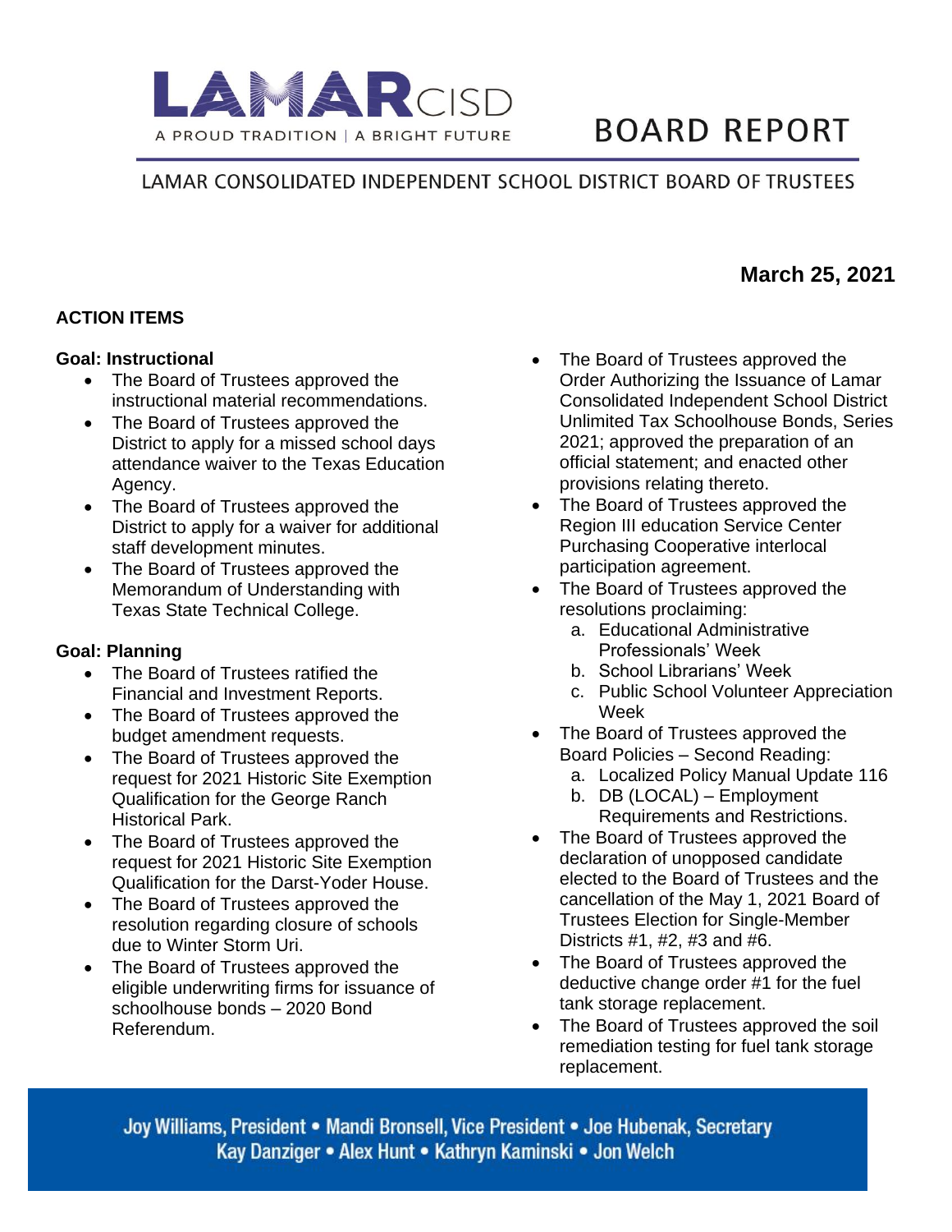# LAMAR CISD

A PROUD TRADITION | A BRIGHT FUTURE

# BOARD REPORT

LAMAR CONSOLIDATED INDEPENDENT SCHOOL DISTRICT BOARD OF TRUSTEES

**March 25, 2021**

## ACTION ITEMS

### Goal: Instructional

- The Board of Trustees approved the instructional material recommendations.
- The Board of Trustees approved the District to apply for a missed school days attendance waiver to the Texas Education Agency.
- The Board of Trustees approved the District to apply for a waiver for additional staff development minutes.
- The Board of Trustees approved the Memorandum of Understanding with Texas State Technical College.

### Goal: Planning

- The Board of Trustees ratified the Financial and Investment Reports.
- The Board of Trustees approved the budget amendment requests.
- The Board of Trustees approved the request for 2021 Historic Site Exemption Qualification for the George Ranch Historical Park.
- The Board of Trustees approved the request for 2021 Historic Site Exemption Qualification for the Darst-Yoder House.
- The Board of Trustees approved the resolution regarding closure of schools due to Winter Storm Uri.
- The Board of Trustees approved the eligible underwriting firms for issuance of schoolhouse bonds – 2020 Bond Referendum.
- The Board of Trustees approved the Order Authorizing the Issuance of Lamar Consolidated Independent School District Unlimited Tax Schoolhouse Bonds, Series 2021; approved the preparation of an official statement; and enacted other provisions relating thereto.
- The Board of Trustees approved the Region III education Service Center Purchasing Cooperative interlocal participation agreement.
- The Board of Trustees approved the resolutions proclaiming:
  a. Educational Administrative Professionals' Week
  b. School Librarians' Week
  c. Public School Volunteer Appreciation Week
- The Board of Trustees approved the Board Policies – Second Reading:
  a. Localized Policy Manual Update 116
  b. DB (LOCAL) – Employment Requirements and Restrictions.
- The Board of Trustees approved the declaration of unopposed candidate elected to the Board of Trustees and the cancellation of the May 1, 2021 Board of Trustees Election for Single-Member Districts #1, #2, #3 and #6.
- The Board of Trustees approved the deductive change order #1 for the fuel tank storage replacement.
- The Board of Trustees approved the soil remediation testing for fuel tank storage replacement.

Joy Williams, President • Mandi Bronsell, Vice President • Joe Hubenak, Secretary
Kay Danziger • Alex Hunt • Kathryn Kaminski • Jon Welch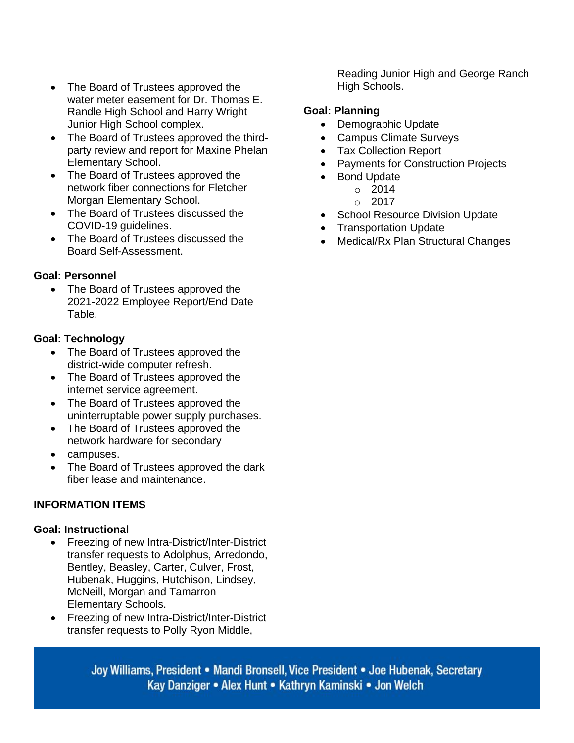- The Board of Trustees approved the water meter easement for Dr. Thomas E. Randle High School and Harry Wright Junior High School complex.
- The Board of Trustees approved the third-party review and report for Maxine Phelan Elementary School.
- The Board of Trustees approved the network fiber connections for Fletcher Morgan Elementary School.
- The Board of Trustees discussed the COVID-19 guidelines.
- The Board of Trustees discussed the Board Self-Assessment.

**Goal: Personnel**

- The Board of Trustees approved the 2021-2022 Employee Report/End Date Table.

**Goal: Technology**

- The Board of Trustees approved the district-wide computer refresh.
- The Board of Trustees approved the internet service agreement.
- The Board of Trustees approved the uninterruptable power supply purchases.
- The Board of Trustees approved the network hardware for secondary
- campuses.
- The Board of Trustees approved the dark fiber lease and maintenance.

**INFORMATION ITEMS**

**Goal: Instructional**

- Freezing of new Intra-District/Inter-District transfer requests to Adolphus, Arredondo, Bentley, Beasley, Carter, Culver, Frost, Hubenak, Huggins, Hutchison, Lindsey, McNeill, Morgan and Tamarron Elementary Schools.
- Freezing of new Intra-District/Inter-District transfer requests to Polly Ryon Middle, Reading Junior High and George Ranch High Schools.

**Goal: Planning**

- Demographic Update
- Campus Climate Surveys
- Tax Collection Report
- Payments for Construction Projects
- Bond Update
  - 2014
  - 2017
- School Resource Division Update
- Transportation Update
- Medical/Rx Plan Structural Changes

Joy Williams, President • Mandi Bronsell, Vice President • Joe Hubenak, Secretary
Kay Danziger • Alex Hunt • Kathryn Kaminski • Jon Welch